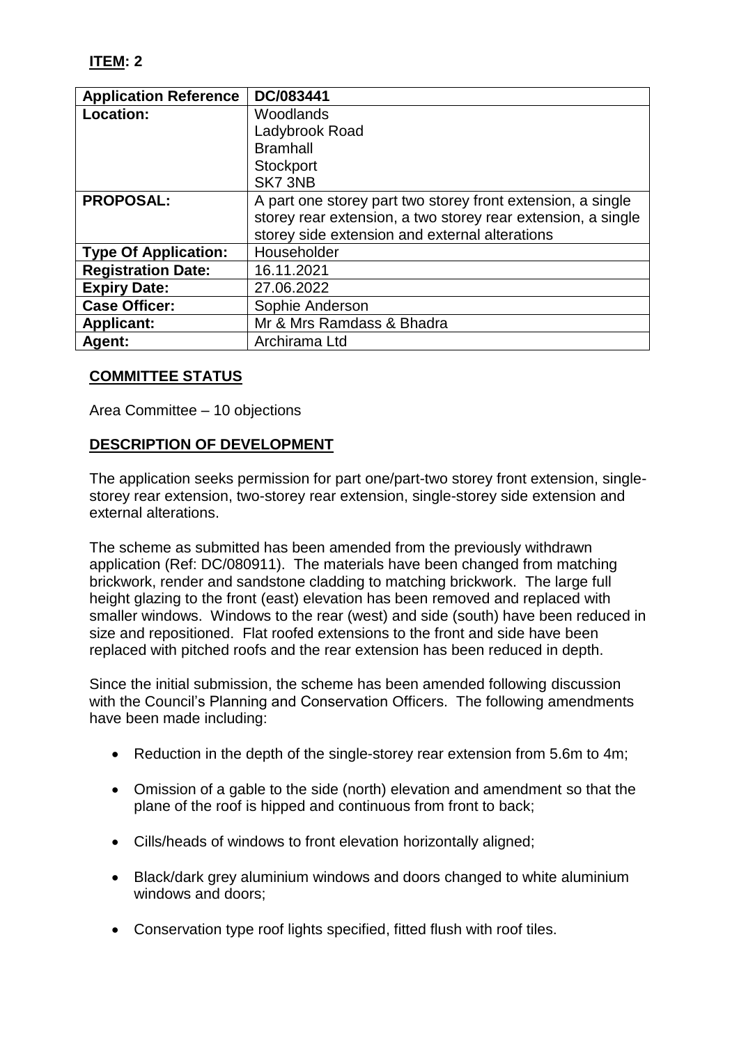**ITEM: 2**

| Application Reference | DC/083441 |
| --- | --- |
| **Location:** | Woodlands<br>Ladybrook Road<br>Bramhall<br>Stockport<br>SK7 3NB |
| **PROPOSAL:** | A part one storey part two storey front extension, a single storey rear extension, a two storey rear extension, a single storey side extension and external alterations |
| **Type Of Application:** | Householder |
| **Registration Date:** | 16.11.2021 |
| **Expiry Date:** | 27.06.2022 |
| **Case Officer:** | Sophie Anderson |
| **Applicant:** | Mr & Mrs Ramdass & Bhadra |
| **Agent:** | Archirama Ltd |

## COMMITTEE STATUS

Area Committee – 10 objections

## DESCRIPTION OF DEVELOPMENT

The application seeks permission for part one/part-two storey front extension, single-storey rear extension, two-storey rear extension, single-storey side extension and external alterations.

The scheme as submitted has been amended from the previously withdrawn application (Ref: DC/080911). The materials have been changed from matching brickwork, render and sandstone cladding to matching brickwork. The large full height glazing to the front (east) elevation has been removed and replaced with smaller windows. Windows to the rear (west) and side (south) have been reduced in size and repositioned. Flat roofed extensions to the front and side have been replaced with pitched roofs and the rear extension has been reduced in depth.

Since the initial submission, the scheme has been amended following discussion with the Council's Planning and Conservation Officers. The following amendments have been made including:

- Reduction in the depth of the single-storey rear extension from 5.6m to 4m;
- Omission of a gable to the side (north) elevation and amendment so that the plane of the roof is hipped and continuous from front to back;
- Cills/heads of windows to front elevation horizontally aligned;
- Black/dark grey aluminium windows and doors changed to white aluminium windows and doors;
- Conservation type roof lights specified, fitted flush with roof tiles.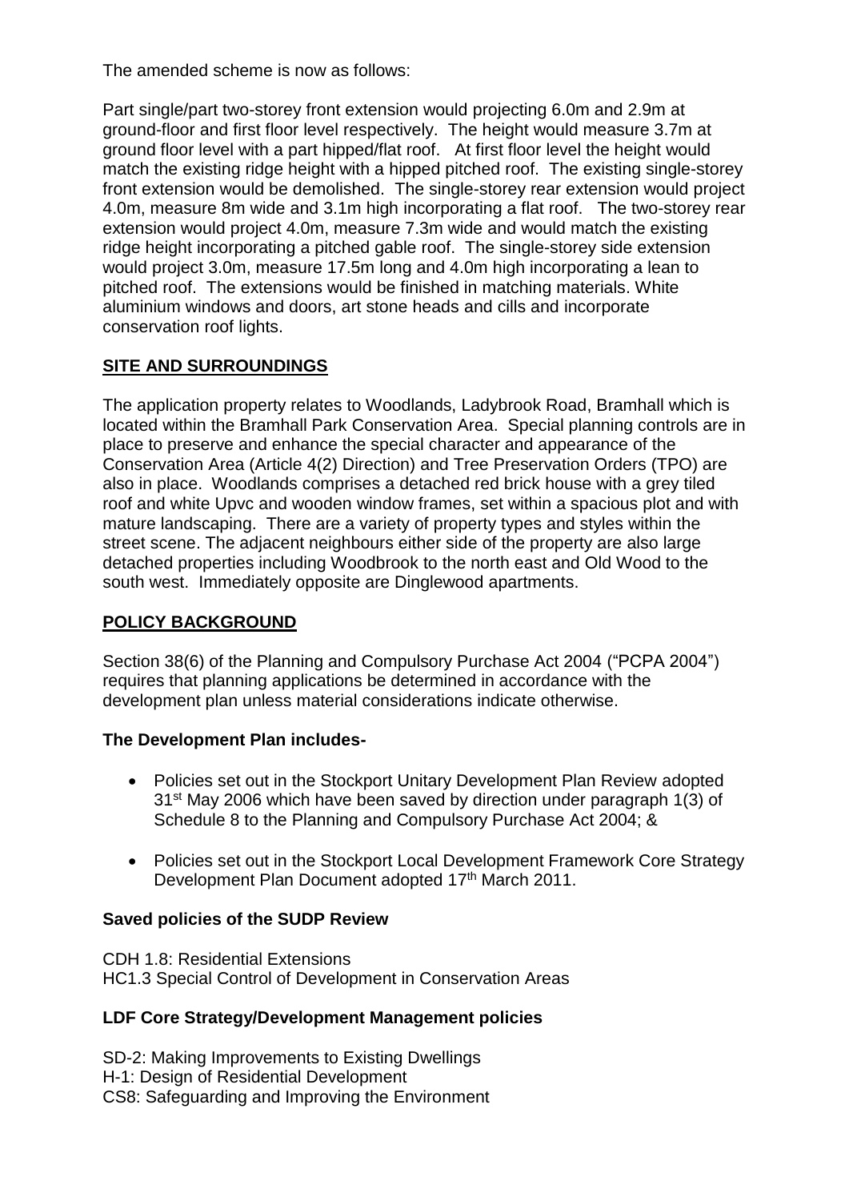The amended scheme is now as follows:

Part single/part two-storey front extension would projecting 6.0m and 2.9m at ground-floor and first floor level respectively. The height would measure 3.7m at ground floor level with a part hipped/flat roof. At first floor level the height would match the existing ridge height with a hipped pitched roof. The existing single-storey front extension would be demolished. The single-storey rear extension would project 4.0m, measure 8m wide and 3.1m high incorporating a flat roof. The two-storey rear extension would project 4.0m, measure 7.3m wide and would match the existing ridge height incorporating a pitched gable roof. The single-storey side extension would project 3.0m, measure 17.5m long and 4.0m high incorporating a lean to pitched roof. The extensions would be finished in matching materials. White aluminium windows and doors, art stone heads and cills and incorporate conservation roof lights.

## SITE AND SURROUNDINGS

The application property relates to Woodlands, Ladybrook Road, Bramhall which is located within the Bramhall Park Conservation Area. Special planning controls are in place to preserve and enhance the special character and appearance of the Conservation Area (Article 4(2) Direction) and Tree Preservation Orders (TPO) are also in place. Woodlands comprises a detached red brick house with a grey tiled roof and white Upvc and wooden window frames, set within a spacious plot and with mature landscaping. There are a variety of property types and styles within the street scene. The adjacent neighbours either side of the property are also large detached properties including Woodbrook to the north east and Old Wood to the south west. Immediately opposite are Dinglewood apartments.

## POLICY BACKGROUND

Section 38(6) of the Planning and Compulsory Purchase Act 2004 ("PCPA 2004") requires that planning applications be determined in accordance with the development plan unless material considerations indicate otherwise.

**The Development Plan includes-**

- Policies set out in the Stockport Unitary Development Plan Review adopted 31st May 2006 which have been saved by direction under paragraph 1(3) of Schedule 8 to the Planning and Compulsory Purchase Act 2004; &
- Policies set out in the Stockport Local Development Framework Core Strategy Development Plan Document adopted 17th March 2011.

**Saved policies of the SUDP Review**

CDH 1.8: Residential Extensions
HC1.3 Special Control of Development in Conservation Areas

**LDF Core Strategy/Development Management policies**

SD-2: Making Improvements to Existing Dwellings
H-1: Design of Residential Development
CS8: Safeguarding and Improving the Environment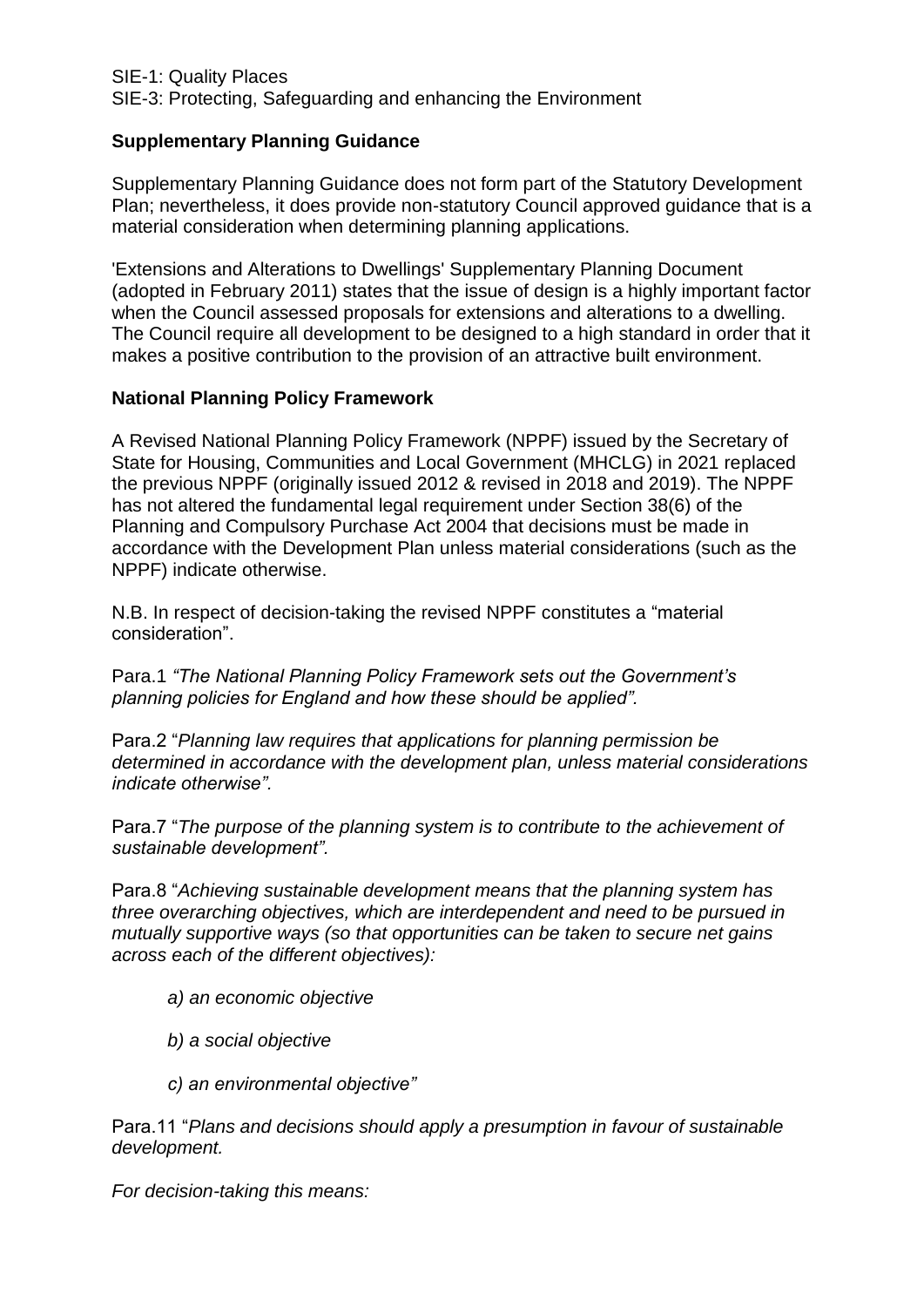SIE-1: Quality Places
SIE-3: Protecting, Safeguarding and enhancing the Environment

**Supplementary Planning Guidance**

Supplementary Planning Guidance does not form part of the Statutory Development Plan; nevertheless, it does provide non-statutory Council approved guidance that is a material consideration when determining planning applications.

'Extensions and Alterations to Dwellings' Supplementary Planning Document (adopted in February 2011) states that the issue of design is a highly important factor when the Council assessed proposals for extensions and alterations to a dwelling. The Council require all development to be designed to a high standard in order that it makes a positive contribution to the provision of an attractive built environment.

**National Planning Policy Framework**

A Revised National Planning Policy Framework (NPPF) issued by the Secretary of State for Housing, Communities and Local Government (MHCLG) in 2021 replaced the previous NPPF (originally issued 2012 & revised in 2018 and 2019). The NPPF has not altered the fundamental legal requirement under Section 38(6) of the Planning and Compulsory Purchase Act 2004 that decisions must be made in accordance with the Development Plan unless material considerations (such as the NPPF) indicate otherwise.

N.B. In respect of decision-taking the revised NPPF constitutes a "material consideration".

Para.1 *"The National Planning Policy Framework sets out the Government's planning policies for England and how these should be applied".*

Para.2 "*Planning law requires that applications for planning permission be determined in accordance with the development plan, unless material considerations indicate otherwise"*.

Para.7 "*The purpose of the planning system is to contribute to the achievement of sustainable development"*.

Para.8 "*Achieving sustainable development means that the planning system has three overarching objectives, which are interdependent and need to be pursued in mutually supportive ways (so that opportunities can be taken to secure net gains across each of the different objectives):*

*a) an economic objective*

*b) a social objective*

*c) an environmental objective"*

Para.11 "*Plans and decisions should apply a presumption in favour of sustainable development.*

*For decision-taking this means:*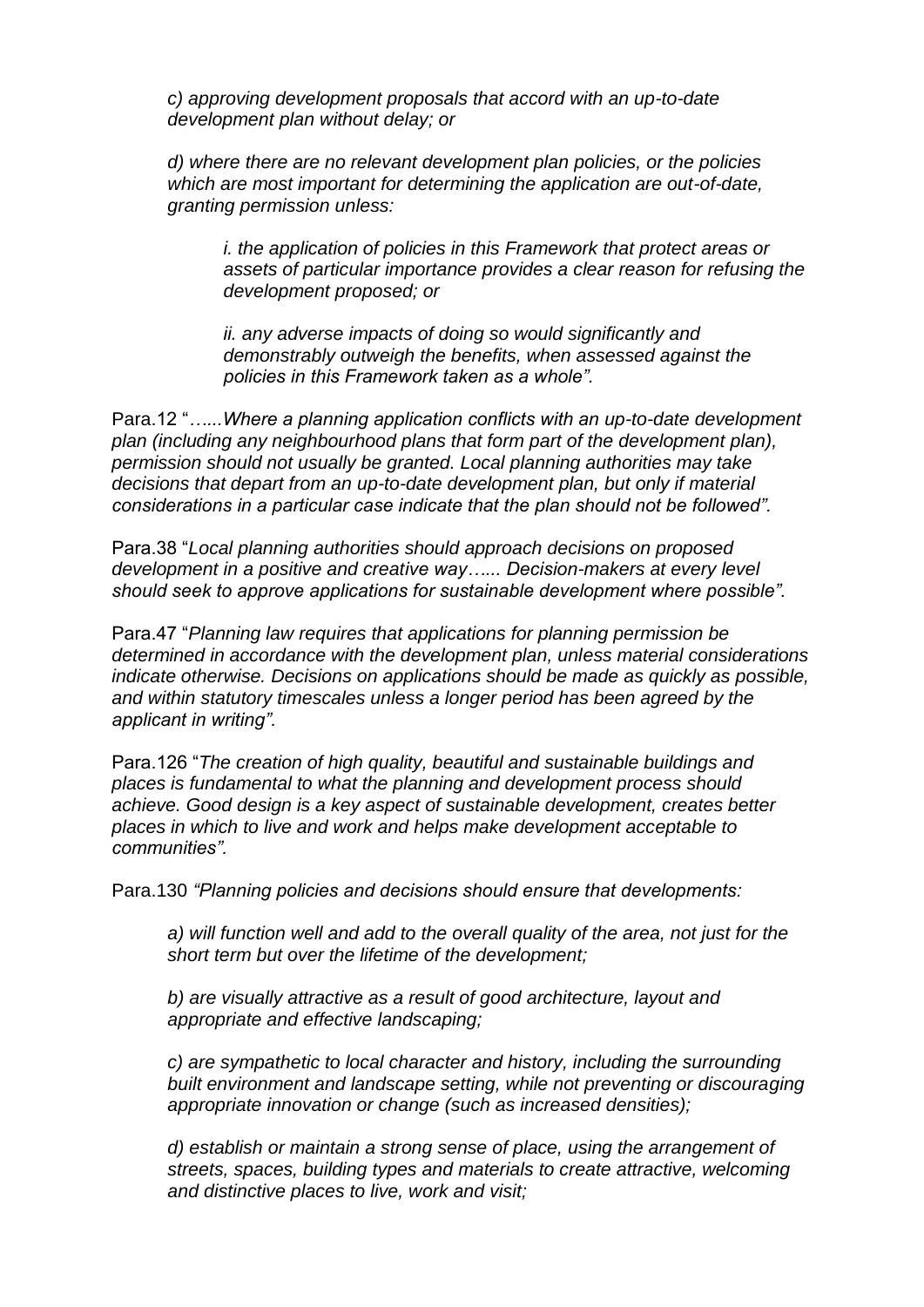*c) approving development proposals that accord with an up-to-date development plan without delay; or*

*d) where there are no relevant development plan policies, or the policies which are most important for determining the application are out-of-date, granting permission unless:*

> *i. the application of policies in this Framework that protect areas or assets of particular importance provides a clear reason for refusing the development proposed; or*
>
> *ii. any adverse impacts of doing so would significantly and demonstrably outweigh the benefits, when assessed against the policies in this Framework taken as a whole".*

Para.12 "*…...Where a planning application conflicts with an up-to-date development plan (including any neighbourhood plans that form part of the development plan), permission should not usually be granted. Local planning authorities may take decisions that depart from an up-to-date development plan, but only if material considerations in a particular case indicate that the plan should not be followed".*

Para.38 "*Local planning authorities should approach decisions on proposed development in a positive and creative way…... Decision-makers at every level should seek to approve applications for sustainable development where possible".*

Para.47 "*Planning law requires that applications for planning permission be determined in accordance with the development plan, unless material considerations indicate otherwise. Decisions on applications should be made as quickly as possible, and within statutory timescales unless a longer period has been agreed by the applicant in writing".*

Para.126 "*The creation of high quality, beautiful and sustainable buildings and places is fundamental to what the planning and development process should achieve. Good design is a key aspect of sustainable development, creates better places in which to live and work and helps make development acceptable to communities".*

Para.130 *"Planning policies and decisions should ensure that developments:*

*a) will function well and add to the overall quality of the area, not just for the short term but over the lifetime of the development;*

*b) are visually attractive as a result of good architecture, layout and appropriate and effective landscaping;*

*c) are sympathetic to local character and history, including the surrounding built environment and landscape setting, while not preventing or discouraging appropriate innovation or change (such as increased densities);*

*d) establish or maintain a strong sense of place, using the arrangement of streets, spaces, building types and materials to create attractive, welcoming and distinctive places to live, work and visit;*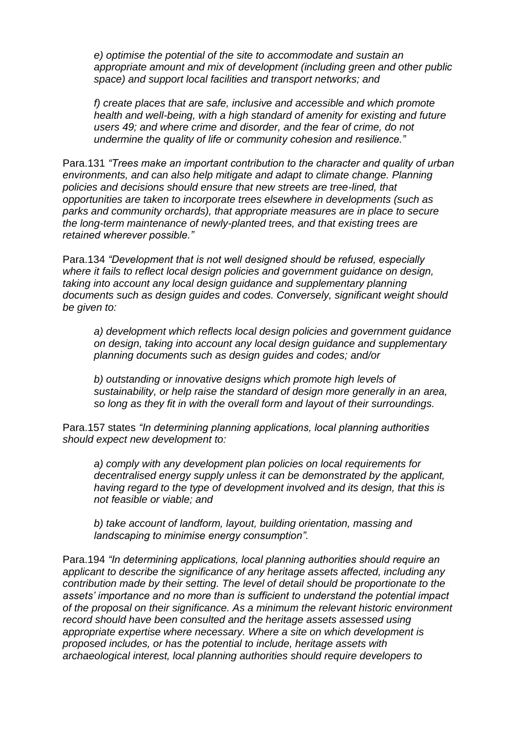*e) optimise the potential of the site to accommodate and sustain an appropriate amount and mix of development (including green and other public space) and support local facilities and transport networks; and*

*f) create places that are safe, inclusive and accessible and which promote health and well-being, with a high standard of amenity for existing and future users 49; and where crime and disorder, and the fear of crime, do not undermine the quality of life or community cohesion and resilience."*

Para.131 *"Trees make an important contribution to the character and quality of urban environments, and can also help mitigate and adapt to climate change. Planning policies and decisions should ensure that new streets are tree-lined, that opportunities are taken to incorporate trees elsewhere in developments (such as parks and community orchards), that appropriate measures are in place to secure the long-term maintenance of newly-planted trees, and that existing trees are retained wherever possible."*

Para.134 *"Development that is not well designed should be refused, especially where it fails to reflect local design policies and government guidance on design, taking into account any local design guidance and supplementary planning documents such as design guides and codes. Conversely, significant weight should be given to:*

*a) development which reflects local design policies and government guidance on design, taking into account any local design guidance and supplementary planning documents such as design guides and codes; and/or*

*b) outstanding or innovative designs which promote high levels of sustainability, or help raise the standard of design more generally in an area, so long as they fit in with the overall form and layout of their surroundings.*

Para.157 states *"In determining planning applications, local planning authorities should expect new development to:*

*a) comply with any development plan policies on local requirements for decentralised energy supply unless it can be demonstrated by the applicant, having regard to the type of development involved and its design, that this is not feasible or viable; and*

*b) take account of landform, layout, building orientation, massing and landscaping to minimise energy consumption".*

Para.194 *"In determining applications, local planning authorities should require an applicant to describe the significance of any heritage assets affected, including any contribution made by their setting. The level of detail should be proportionate to the assets' importance and no more than is sufficient to understand the potential impact of the proposal on their significance. As a minimum the relevant historic environment record should have been consulted and the heritage assets assessed using appropriate expertise where necessary. Where a site on which development is proposed includes, or has the potential to include, heritage assets with archaeological interest, local planning authorities should require developers to*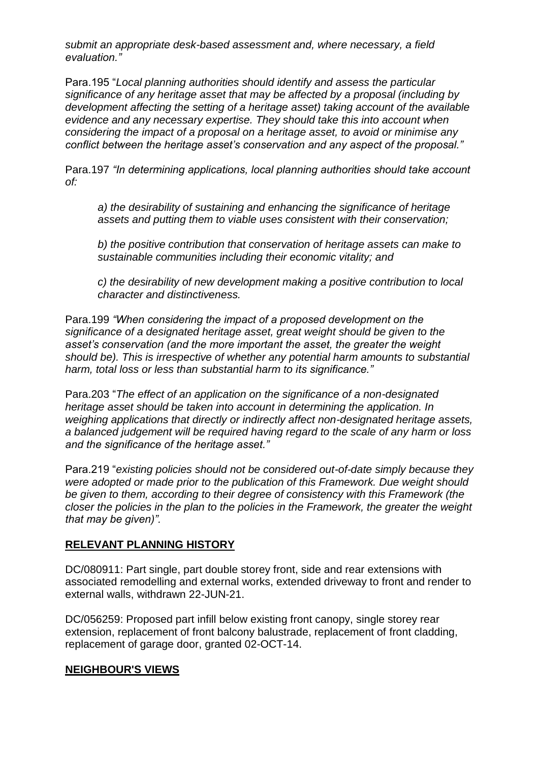*submit an appropriate desk-based assessment and, where necessary, a field evaluation."*

Para.195 "*Local planning authorities should identify and assess the particular significance of any heritage asset that may be affected by a proposal (including by development affecting the setting of a heritage asset) taking account of the available evidence and any necessary expertise. They should take this into account when considering the impact of a proposal on a heritage asset, to avoid or minimise any conflict between the heritage asset's conservation and any aspect of the proposal."*

Para.197 *"In determining applications, local planning authorities should take account of:*

> *a) the desirability of sustaining and enhancing the significance of heritage assets and putting them to viable uses consistent with their conservation;*
>
> *b) the positive contribution that conservation of heritage assets can make to sustainable communities including their economic vitality; and*
>
> *c) the desirability of new development making a positive contribution to local character and distinctiveness.*

Para.199 *"When considering the impact of a proposed development on the significance of a designated heritage asset, great weight should be given to the asset's conservation (and the more important the asset, the greater the weight should be). This is irrespective of whether any potential harm amounts to substantial harm, total loss or less than substantial harm to its significance."*

Para.203 "*The effect of an application on the significance of a non-designated heritage asset should be taken into account in determining the application. In weighing applications that directly or indirectly affect non-designated heritage assets, a balanced judgement will be required having regard to the scale of any harm or loss and the significance of the heritage asset."*

Para.219 "*existing policies should not be considered out-of-date simply because they were adopted or made prior to the publication of this Framework. Due weight should be given to them, according to their degree of consistency with this Framework (the closer the policies in the plan to the policies in the Framework, the greater the weight that may be given)".*

## RELEVANT PLANNING HISTORY

DC/080911: Part single, part double storey front, side and rear extensions with associated remodelling and external works, extended driveway to front and render to external walls, withdrawn 22-JUN-21.

DC/056259: Proposed part infill below existing front canopy, single storey rear extension, replacement of front balcony balustrade, replacement of front cladding, replacement of garage door, granted 02-OCT-14.

## NEIGHBOUR'S VIEWS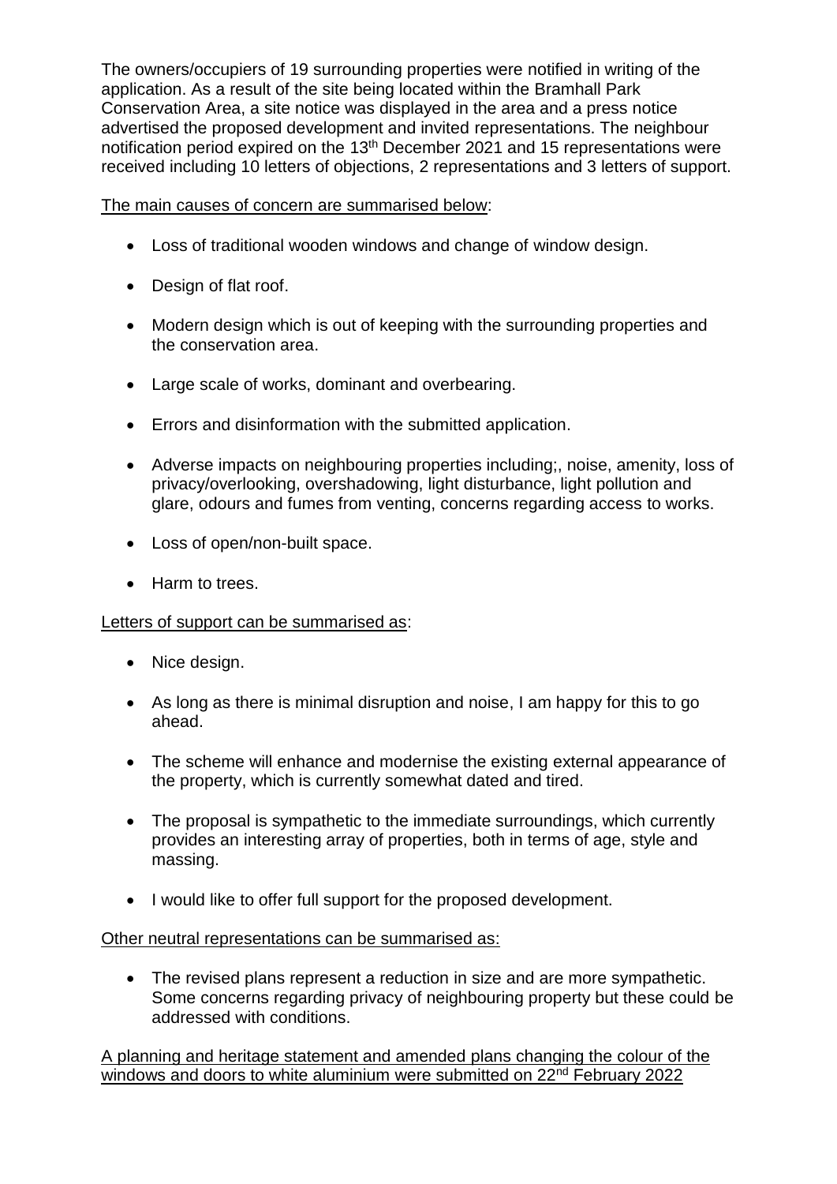The owners/occupiers of 19 surrounding properties were notified in writing of the application. As a result of the site being located within the Bramhall Park Conservation Area, a site notice was displayed in the area and a press notice advertised the proposed development and invited representations. The neighbour notification period expired on the 13th December 2021 and 15 representations were received including 10 letters of objections, 2 representations and 3 letters of support.

<u>The main causes of concern are summarised below</u>:

- Loss of traditional wooden windows and change of window design.
- Design of flat roof.
- Modern design which is out of keeping with the surrounding properties and the conservation area.
- Large scale of works, dominant and overbearing.
- Errors and disinformation with the submitted application.
- Adverse impacts on neighbouring properties including;, noise, amenity, loss of privacy/overlooking, overshadowing, light disturbance, light pollution and glare, odours and fumes from venting, concerns regarding access to works.
- Loss of open/non-built space.
- Harm to trees.

<u>Letters of support can be summarised as</u>:

- Nice design.
- As long as there is minimal disruption and noise, I am happy for this to go ahead.
- The scheme will enhance and modernise the existing external appearance of the property, which is currently somewhat dated and tired.
- The proposal is sympathetic to the immediate surroundings, which currently provides an interesting array of properties, both in terms of age, style and massing.
- I would like to offer full support for the proposed development.

<u>Other neutral representations can be summarised as:</u>

- The revised plans represent a reduction in size and are more sympathetic. Some concerns regarding privacy of neighbouring property but these could be addressed with conditions.

<u>A planning and heritage statement and amended plans changing the colour of the windows and doors to white aluminium were submitted on 22nd February 2022</u>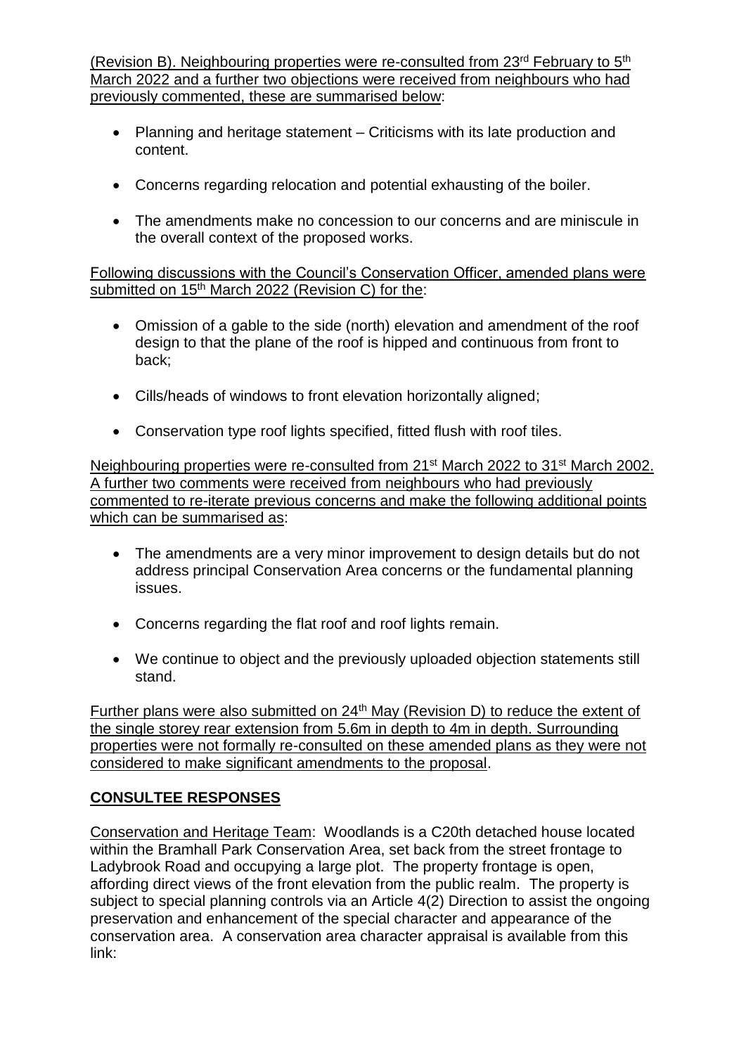(Revision B). Neighbouring properties were re-consulted from 23rd February to 5th March 2022 and a further two objections were received from neighbours who had previously commented, these are summarised below:

- Planning and heritage statement – Criticisms with its late production and content.
- Concerns regarding relocation and potential exhausting of the boiler.
- The amendments make no concession to our concerns and are miniscule in the overall context of the proposed works.

Following discussions with the Council's Conservation Officer, amended plans were submitted on 15th March 2022 (Revision C) for the:

- Omission of a gable to the side (north) elevation and amendment of the roof design to that the plane of the roof is hipped and continuous from front to back;
- Cills/heads of windows to front elevation horizontally aligned;
- Conservation type roof lights specified, fitted flush with roof tiles.

Neighbouring properties were re-consulted from 21st March 2022 to 31st March 2002. A further two comments were received from neighbours who had previously commented to re-iterate previous concerns and make the following additional points which can be summarised as:

- The amendments are a very minor improvement to design details but do not address principal Conservation Area concerns or the fundamental planning issues.
- Concerns regarding the flat roof and roof lights remain.
- We continue to object and the previously uploaded objection statements still stand.

Further plans were also submitted on 24th May (Revision D) to reduce the extent of the single storey rear extension from 5.6m in depth to 4m in depth. Surrounding properties were not formally re-consulted on these amended plans as they were not considered to make significant amendments to the proposal.

## CONSULTEE RESPONSES

Conservation and Heritage Team: Woodlands is a C20th detached house located within the Bramhall Park Conservation Area, set back from the street frontage to Ladybrook Road and occupying a large plot. The property frontage is open, affording direct views of the front elevation from the public realm. The property is subject to special planning controls via an Article 4(2) Direction to assist the ongoing preservation and enhancement of the special character and appearance of the conservation area. A conservation area character appraisal is available from this link: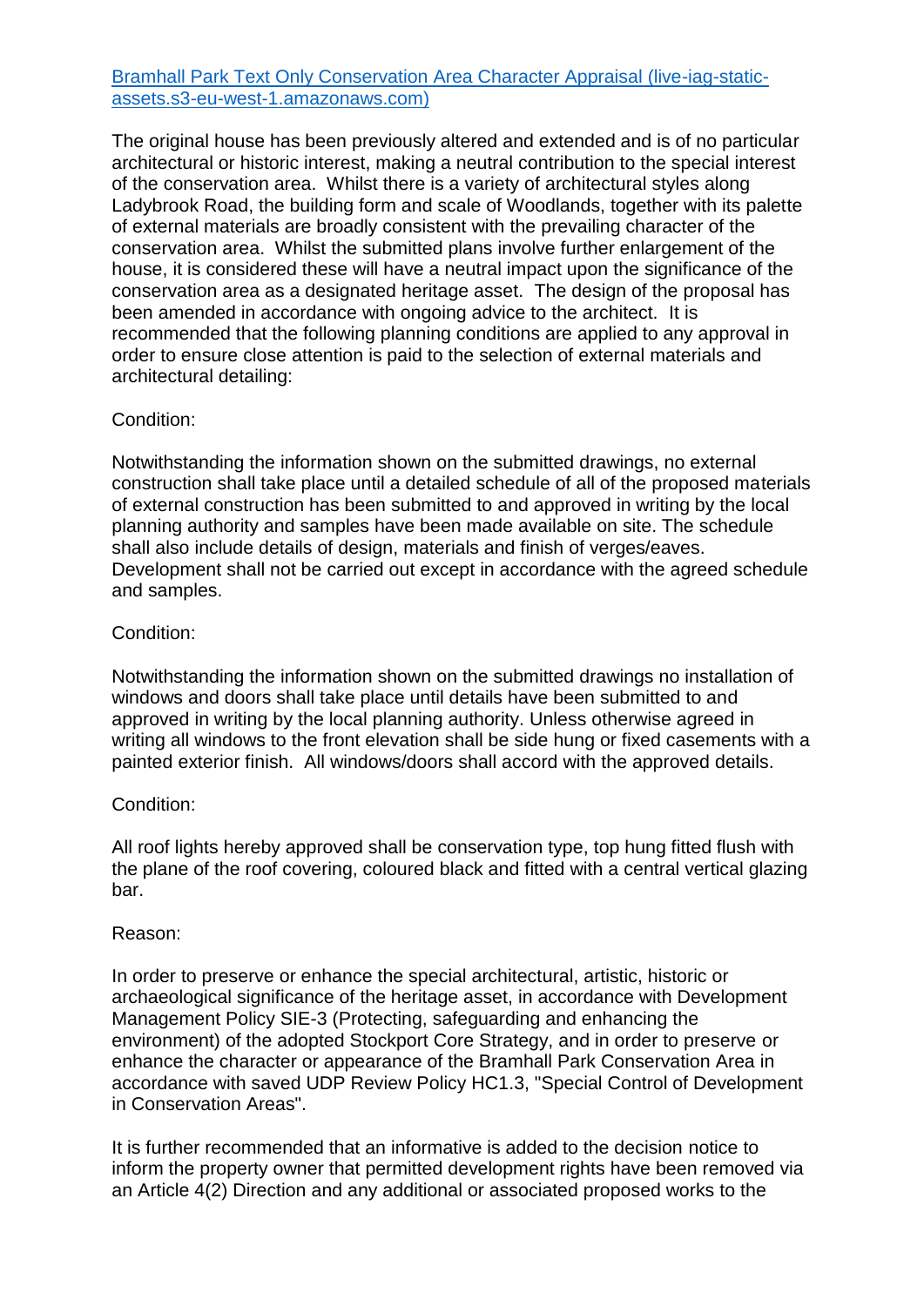[Bramhall Park Text Only Conservation Area Character Appraisal (live-iag-static-assets.s3-eu-west-1.amazonaws.com)]

The original house has been previously altered and extended and is of no particular architectural or historic interest, making a neutral contribution to the special interest of the conservation area. Whilst there is a variety of architectural styles along Ladybrook Road, the building form and scale of Woodlands, together with its palette of external materials are broadly consistent with the prevailing character of the conservation area. Whilst the submitted plans involve further enlargement of the house, it is considered these will have a neutral impact upon the significance of the conservation area as a designated heritage asset. The design of the proposal has been amended in accordance with ongoing advice to the architect. It is recommended that the following planning conditions are applied to any approval in order to ensure close attention is paid to the selection of external materials and architectural detailing:

Condition:

Notwithstanding the information shown on the submitted drawings, no external construction shall take place until a detailed schedule of all of the proposed materials of external construction has been submitted to and approved in writing by the local planning authority and samples have been made available on site. The schedule shall also include details of design, materials and finish of verges/eaves. Development shall not be carried out except in accordance with the agreed schedule and samples.

Condition:

Notwithstanding the information shown on the submitted drawings no installation of windows and doors shall take place until details have been submitted to and approved in writing by the local planning authority. Unless otherwise agreed in writing all windows to the front elevation shall be side hung or fixed casements with a painted exterior finish. All windows/doors shall accord with the approved details.

Condition:

All roof lights hereby approved shall be conservation type, top hung fitted flush with the plane of the roof covering, coloured black and fitted with a central vertical glazing bar.

Reason:

In order to preserve or enhance the special architectural, artistic, historic or archaeological significance of the heritage asset, in accordance with Development Management Policy SIE-3 (Protecting, safeguarding and enhancing the environment) of the adopted Stockport Core Strategy, and in order to preserve or enhance the character or appearance of the Bramhall Park Conservation Area in accordance with saved UDP Review Policy HC1.3, "Special Control of Development in Conservation Areas".

It is further recommended that an informative is added to the decision notice to inform the property owner that permitted development rights have been removed via an Article 4(2) Direction and any additional or associated proposed works to the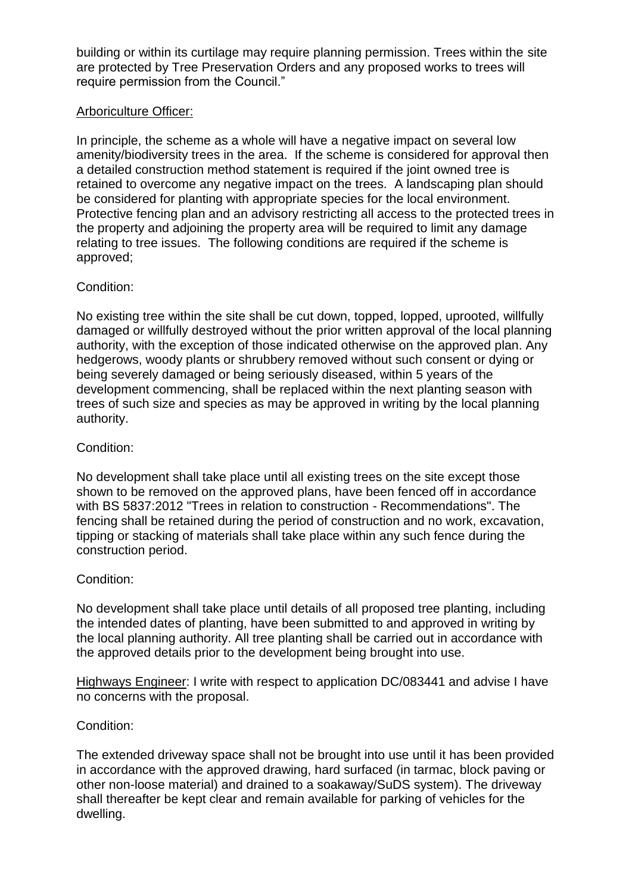building or within its curtilage may require planning permission. Trees within the site are protected by Tree Preservation Orders and any proposed works to trees will require permission from the Council."

Arboriculture Officer:

In principle, the scheme as a whole will have a negative impact on several low amenity/biodiversity trees in the area. If the scheme is considered for approval then a detailed construction method statement is required if the joint owned tree is retained to overcome any negative impact on the trees. A landscaping plan should be considered for planting with appropriate species for the local environment. Protective fencing plan and an advisory restricting all access to the protected trees in the property and adjoining the property area will be required to limit any damage relating to tree issues. The following conditions are required if the scheme is approved;

Condition:

No existing tree within the site shall be cut down, topped, lopped, uprooted, willfully damaged or willfully destroyed without the prior written approval of the local planning authority, with the exception of those indicated otherwise on the approved plan. Any hedgerows, woody plants or shrubbery removed without such consent or dying or being severely damaged or being seriously diseased, within 5 years of the development commencing, shall be replaced within the next planting season with trees of such size and species as may be approved in writing by the local planning authority.

Condition:

No development shall take place until all existing trees on the site except those shown to be removed on the approved plans, have been fenced off in accordance with BS 5837:2012 "Trees in relation to construction - Recommendations". The fencing shall be retained during the period of construction and no work, excavation, tipping or stacking of materials shall take place within any such fence during the construction period.

Condition:

No development shall take place until details of all proposed tree planting, including the intended dates of planting, have been submitted to and approved in writing by the local planning authority. All tree planting shall be carried out in accordance with the approved details prior to the development being brought into use.

Highways Engineer: I write with respect to application DC/083441 and advise I have no concerns with the proposal.

Condition:

The extended driveway space shall not be brought into use until it has been provided in accordance with the approved drawing, hard surfaced (in tarmac, block paving or other non-loose material) and drained to a soakaway/SuDS system). The driveway shall thereafter be kept clear and remain available for parking of vehicles for the dwelling.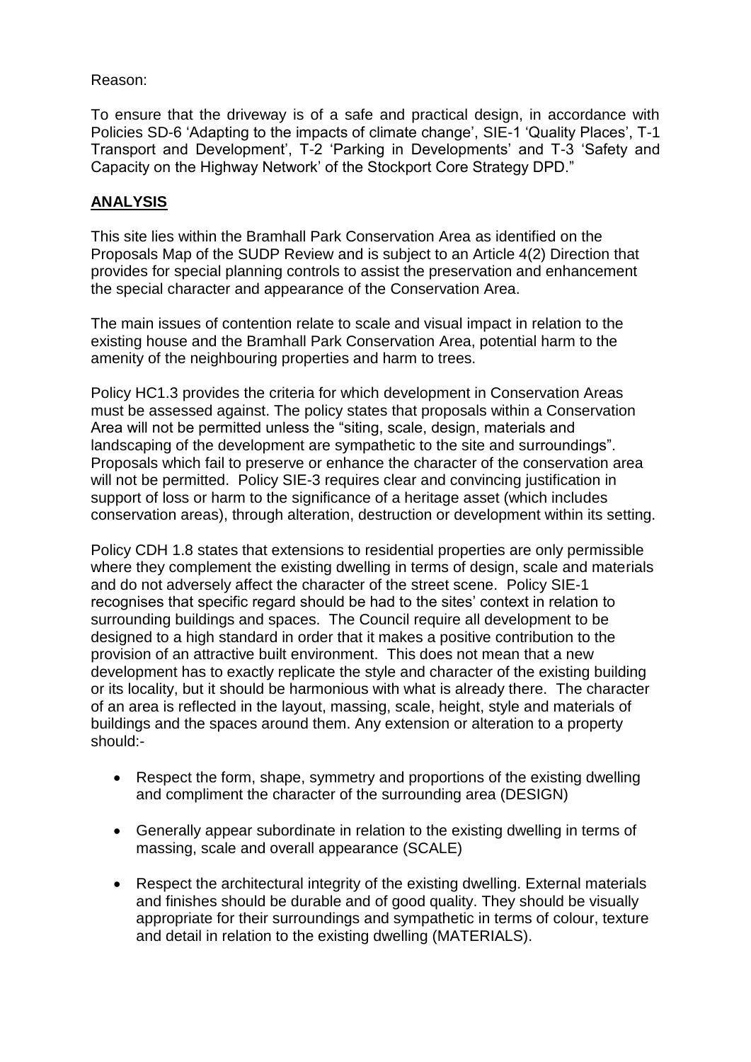Reason:

To ensure that the driveway is of a safe and practical design, in accordance with Policies SD-6 'Adapting to the impacts of climate change', SIE-1 'Quality Places', T-1 Transport and Development', T-2 'Parking in Developments' and T-3 'Safety and Capacity on the Highway Network' of the Stockport Core Strategy DPD."

## ANALYSIS

This site lies within the Bramhall Park Conservation Area as identified on the Proposals Map of the SUDP Review and is subject to an Article 4(2) Direction that provides for special planning controls to assist the preservation and enhancement the special character and appearance of the Conservation Area.

The main issues of contention relate to scale and visual impact in relation to the existing house and the Bramhall Park Conservation Area, potential harm to the amenity of the neighbouring properties and harm to trees.

Policy HC1.3 provides the criteria for which development in Conservation Areas must be assessed against. The policy states that proposals within a Conservation Area will not be permitted unless the "siting, scale, design, materials and landscaping of the development are sympathetic to the site and surroundings". Proposals which fail to preserve or enhance the character of the conservation area will not be permitted. Policy SIE-3 requires clear and convincing justification in support of loss or harm to the significance of a heritage asset (which includes conservation areas), through alteration, destruction or development within its setting.

Policy CDH 1.8 states that extensions to residential properties are only permissible where they complement the existing dwelling in terms of design, scale and materials and do not adversely affect the character of the street scene. Policy SIE-1 recognises that specific regard should be had to the sites' context in relation to surrounding buildings and spaces. The Council require all development to be designed to a high standard in order that it makes a positive contribution to the provision of an attractive built environment. This does not mean that a new development has to exactly replicate the style and character of the existing building or its locality, but it should be harmonious with what is already there. The character of an area is reflected in the layout, massing, scale, height, style and materials of buildings and the spaces around them. Any extension or alteration to a property should:-

- Respect the form, shape, symmetry and proportions of the existing dwelling and compliment the character of the surrounding area (DESIGN)
- Generally appear subordinate in relation to the existing dwelling in terms of massing, scale and overall appearance (SCALE)
- Respect the architectural integrity of the existing dwelling. External materials and finishes should be durable and of good quality. They should be visually appropriate for their surroundings and sympathetic in terms of colour, texture and detail in relation to the existing dwelling (MATERIALS).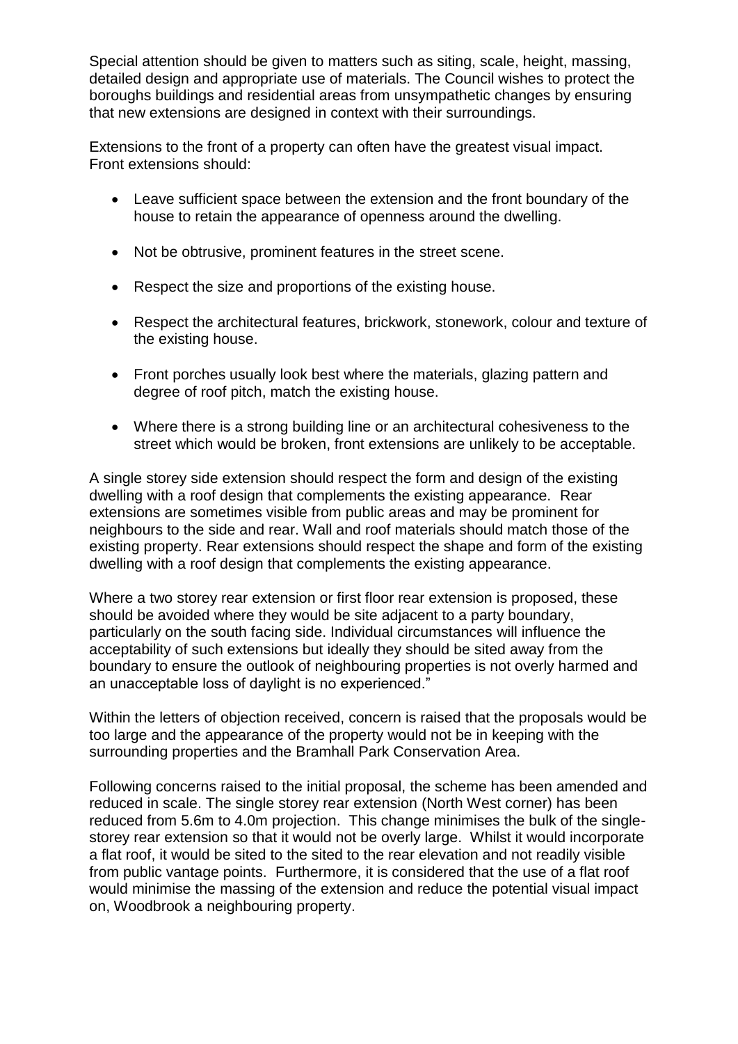Special attention should be given to matters such as siting, scale, height, massing, detailed design and appropriate use of materials. The Council wishes to protect the boroughs buildings and residential areas from unsympathetic changes by ensuring that new extensions are designed in context with their surroundings.

Extensions to the front of a property can often have the greatest visual impact. Front extensions should:

- Leave sufficient space between the extension and the front boundary of the house to retain the appearance of openness around the dwelling.
- Not be obtrusive, prominent features in the street scene.
- Respect the size and proportions of the existing house.
- Respect the architectural features, brickwork, stonework, colour and texture of the existing house.
- Front porches usually look best where the materials, glazing pattern and degree of roof pitch, match the existing house.
- Where there is a strong building line or an architectural cohesiveness to the street which would be broken, front extensions are unlikely to be acceptable.

A single storey side extension should respect the form and design of the existing dwelling with a roof design that complements the existing appearance. Rear extensions are sometimes visible from public areas and may be prominent for neighbours to the side and rear. Wall and roof materials should match those of the existing property. Rear extensions should respect the shape and form of the existing dwelling with a roof design that complements the existing appearance.

Where a two storey rear extension or first floor rear extension is proposed, these should be avoided where they would be site adjacent to a party boundary, particularly on the south facing side. Individual circumstances will influence the acceptability of such extensions but ideally they should be sited away from the boundary to ensure the outlook of neighbouring properties is not overly harmed and an unacceptable loss of daylight is no experienced."

Within the letters of objection received, concern is raised that the proposals would be too large and the appearance of the property would not be in keeping with the surrounding properties and the Bramhall Park Conservation Area.

Following concerns raised to the initial proposal, the scheme has been amended and reduced in scale. The single storey rear extension (North West corner) has been reduced from 5.6m to 4.0m projection. This change minimises the bulk of the single-storey rear extension so that it would not be overly large. Whilst it would incorporate a flat roof, it would be sited to the sited to the rear elevation and not readily visible from public vantage points. Furthermore, it is considered that the use of a flat roof would minimise the massing of the extension and reduce the potential visual impact on, Woodbrook a neighbouring property.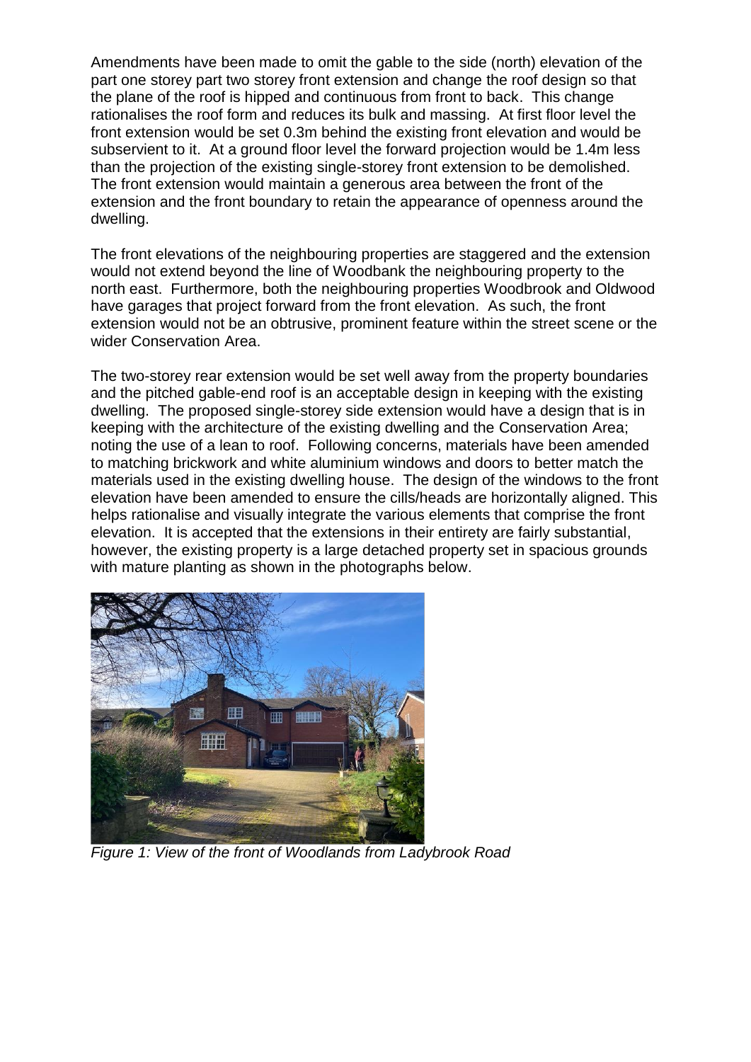Amendments have been made to omit the gable to the side (north) elevation of the part one storey part two storey front extension and change the roof design so that the plane of the roof is hipped and continuous from front to back. This change rationalises the roof form and reduces its bulk and massing. At first floor level the front extension would be set 0.3m behind the existing front elevation and would be subservient to it. At a ground floor level the forward projection would be 1.4m less than the projection of the existing single-storey front extension to be demolished. The front extension would maintain a generous area between the front of the extension and the front boundary to retain the appearance of openness around the dwelling.

The front elevations of the neighbouring properties are staggered and the extension would not extend beyond the line of Woodbank the neighbouring property to the north east. Furthermore, both the neighbouring properties Woodbrook and Oldwood have garages that project forward from the front elevation. As such, the front extension would not be an obtrusive, prominent feature within the street scene or the wider Conservation Area.

The two-storey rear extension would be set well away from the property boundaries and the pitched gable-end roof is an acceptable design in keeping with the existing dwelling. The proposed single-storey side extension would have a design that is in keeping with the architecture of the existing dwelling and the Conservation Area; noting the use of a lean to roof. Following concerns, materials have been amended to matching brickwork and white aluminium windows and doors to better match the materials used in the existing dwelling house. The design of the windows to the front elevation have been amended to ensure the cills/heads are horizontally aligned. This helps rationalise and visually integrate the various elements that comprise the front elevation. It is accepted that the extensions in their entirety are fairly substantial, however, the existing property is a large detached property set in spacious grounds with mature planting as shown in the photographs below.

*Figure 1: View of the front of Woodlands from Ladybrook Road*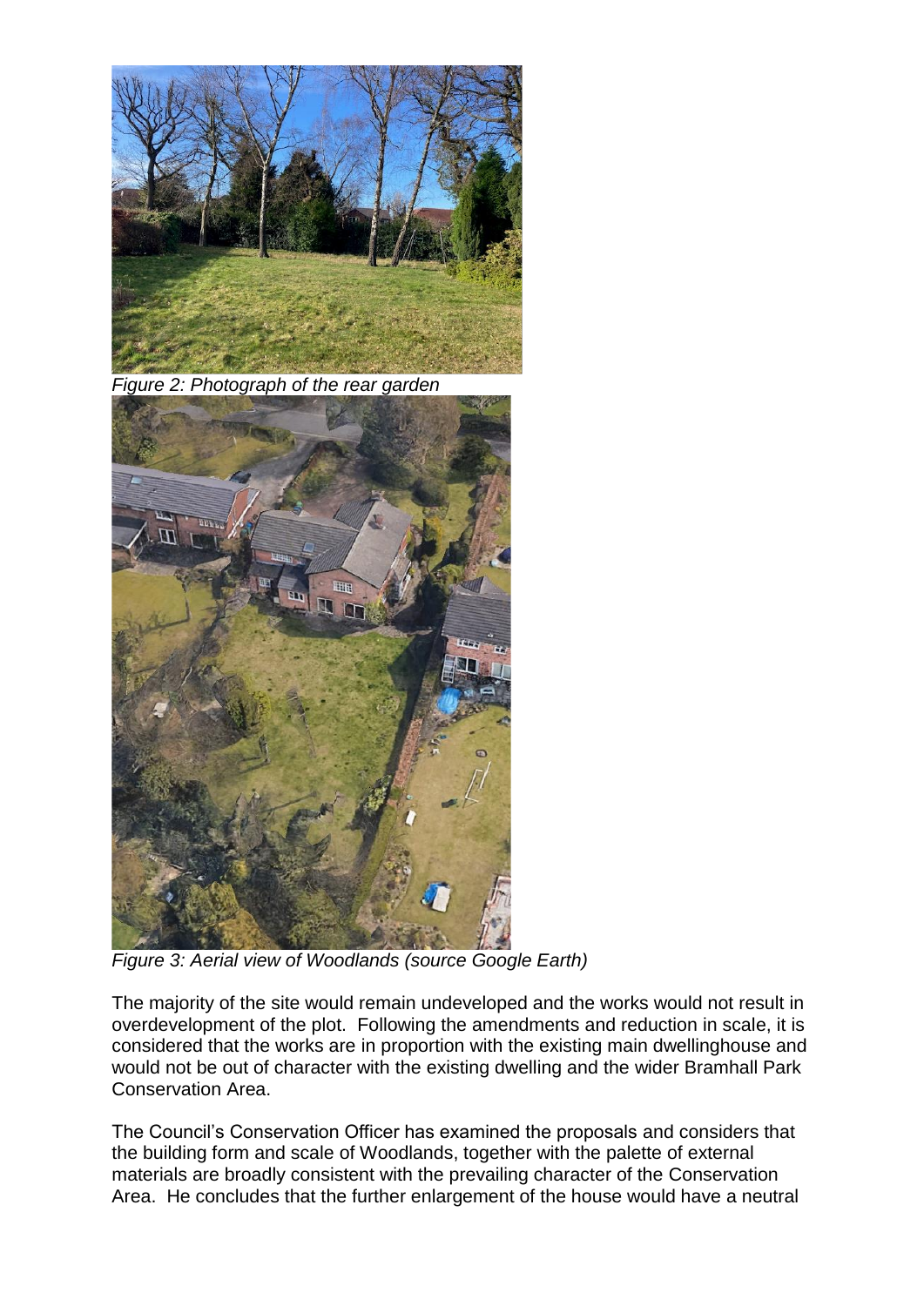*Figure 2: Photograph of the rear garden*

*Figure 3: Aerial view of Woodlands (source Google Earth)*

The majority of the site would remain undeveloped and the works would not result in overdevelopment of the plot. Following the amendments and reduction in scale, it is considered that the works are in proportion with the existing main dwellinghouse and would not be out of character with the existing dwelling and the wider Bramhall Park Conservation Area.

The Council's Conservation Officer has examined the proposals and considers that the building form and scale of Woodlands, together with the palette of external materials are broadly consistent with the prevailing character of the Conservation Area. He concludes that the further enlargement of the house would have a neutral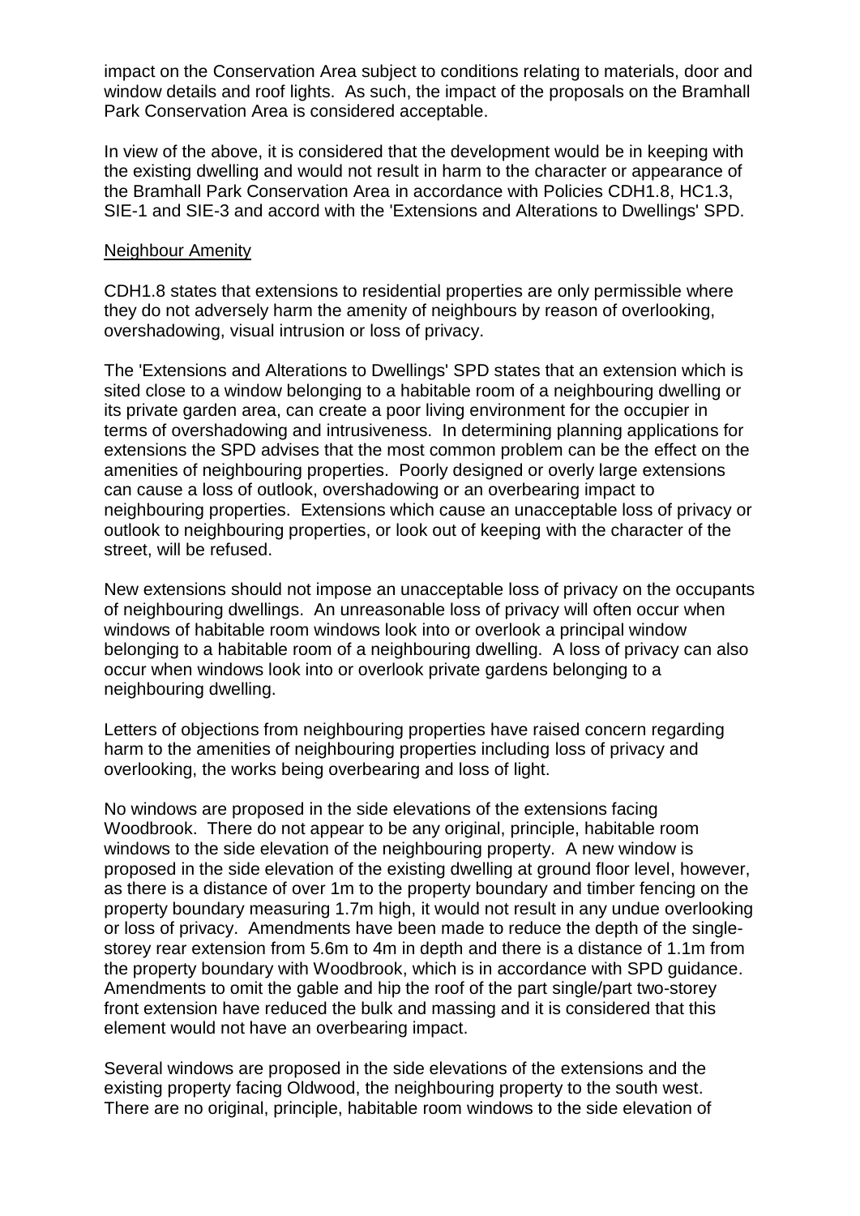impact on the Conservation Area subject to conditions relating to materials, door and window details and roof lights. As such, the impact of the proposals on the Bramhall Park Conservation Area is considered acceptable.

In view of the above, it is considered that the development would be in keeping with the existing dwelling and would not result in harm to the character or appearance of the Bramhall Park Conservation Area in accordance with Policies CDH1.8, HC1.3, SIE-1 and SIE-3 and accord with the 'Extensions and Alterations to Dwellings' SPD.

Neighbour Amenity

CDH1.8 states that extensions to residential properties are only permissible where they do not adversely harm the amenity of neighbours by reason of overlooking, overshadowing, visual intrusion or loss of privacy.

The 'Extensions and Alterations to Dwellings' SPD states that an extension which is sited close to a window belonging to a habitable room of a neighbouring dwelling or its private garden area, can create a poor living environment for the occupier in terms of overshadowing and intrusiveness. In determining planning applications for extensions the SPD advises that the most common problem can be the effect on the amenities of neighbouring properties. Poorly designed or overly large extensions can cause a loss of outlook, overshadowing or an overbearing impact to neighbouring properties. Extensions which cause an unacceptable loss of privacy or outlook to neighbouring properties, or look out of keeping with the character of the street, will be refused.

New extensions should not impose an unacceptable loss of privacy on the occupants of neighbouring dwellings. An unreasonable loss of privacy will often occur when windows of habitable room windows look into or overlook a principal window belonging to a habitable room of a neighbouring dwelling. A loss of privacy can also occur when windows look into or overlook private gardens belonging to a neighbouring dwelling.

Letters of objections from neighbouring properties have raised concern regarding harm to the amenities of neighbouring properties including loss of privacy and overlooking, the works being overbearing and loss of light.

No windows are proposed in the side elevations of the extensions facing Woodbrook. There do not appear to be any original, principle, habitable room windows to the side elevation of the neighbouring property. A new window is proposed in the side elevation of the existing dwelling at ground floor level, however, as there is a distance of over 1m to the property boundary and timber fencing on the property boundary measuring 1.7m high, it would not result in any undue overlooking or loss of privacy. Amendments have been made to reduce the depth of the single-storey rear extension from 5.6m to 4m in depth and there is a distance of 1.1m from the property boundary with Woodbrook, which is in accordance with SPD guidance. Amendments to omit the gable and hip the roof of the part single/part two-storey front extension have reduced the bulk and massing and it is considered that this element would not have an overbearing impact.

Several windows are proposed in the side elevations of the extensions and the existing property facing Oldwood, the neighbouring property to the south west. There are no original, principle, habitable room windows to the side elevation of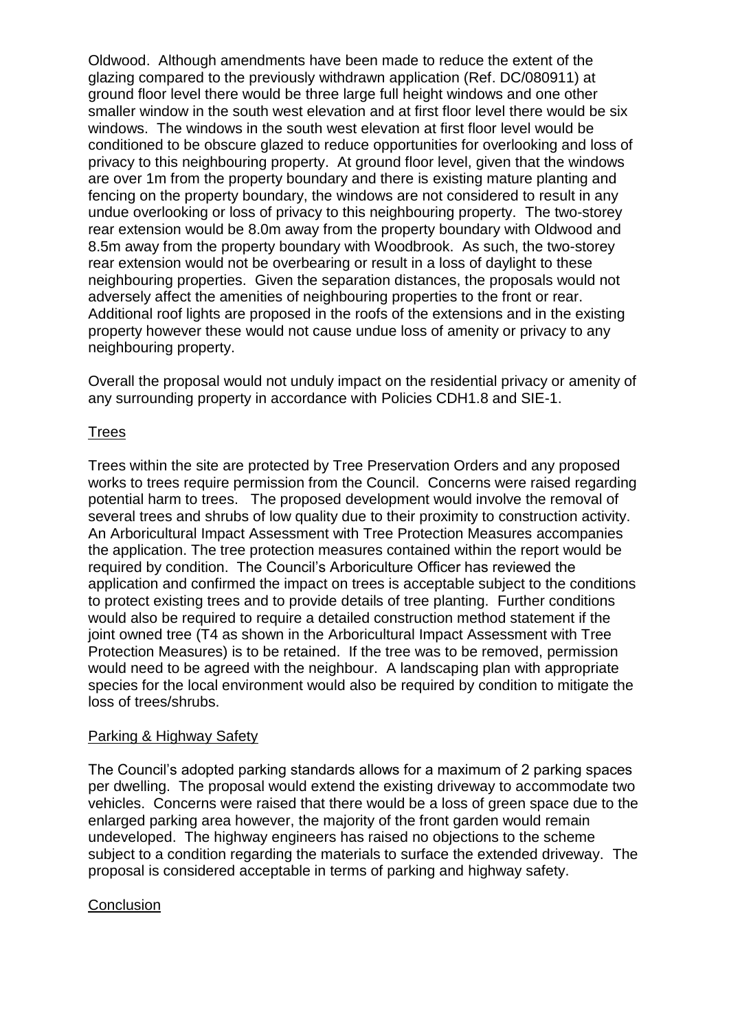Oldwood. Although amendments have been made to reduce the extent of the glazing compared to the previously withdrawn application (Ref. DC/080911) at ground floor level there would be three large full height windows and one other smaller window in the south west elevation and at first floor level there would be six windows. The windows in the south west elevation at first floor level would be conditioned to be obscure glazed to reduce opportunities for overlooking and loss of privacy to this neighbouring property. At ground floor level, given that the windows are over 1m from the property boundary and there is existing mature planting and fencing on the property boundary, the windows are not considered to result in any undue overlooking or loss of privacy to this neighbouring property. The two-storey rear extension would be 8.0m away from the property boundary with Oldwood and 8.5m away from the property boundary with Woodbrook. As such, the two-storey rear extension would not be overbearing or result in a loss of daylight to these neighbouring properties. Given the separation distances, the proposals would not adversely affect the amenities of neighbouring properties to the front or rear. Additional roof lights are proposed in the roofs of the extensions and in the existing property however these would not cause undue loss of amenity or privacy to any neighbouring property.

Overall the proposal would not unduly impact on the residential privacy or amenity of any surrounding property in accordance with Policies CDH1.8 and SIE-1.

## Trees

Trees within the site are protected by Tree Preservation Orders and any proposed works to trees require permission from the Council. Concerns were raised regarding potential harm to trees. The proposed development would involve the removal of several trees and shrubs of low quality due to their proximity to construction activity. An Arboricultural Impact Assessment with Tree Protection Measures accompanies the application. The tree protection measures contained within the report would be required by condition. The Council's Arboriculture Officer has reviewed the application and confirmed the impact on trees is acceptable subject to the conditions to protect existing trees and to provide details of tree planting. Further conditions would also be required to require a detailed construction method statement if the joint owned tree (T4 as shown in the Arboricultural Impact Assessment with Tree Protection Measures) is to be retained. If the tree was to be removed, permission would need to be agreed with the neighbour. A landscaping plan with appropriate species for the local environment would also be required by condition to mitigate the loss of trees/shrubs.

## Parking & Highway Safety

The Council's adopted parking standards allows for a maximum of 2 parking spaces per dwelling. The proposal would extend the existing driveway to accommodate two vehicles. Concerns were raised that there would be a loss of green space due to the enlarged parking area however, the majority of the front garden would remain undeveloped. The highway engineers has raised no objections to the scheme subject to a condition regarding the materials to surface the extended driveway. The proposal is considered acceptable in terms of parking and highway safety.

## Conclusion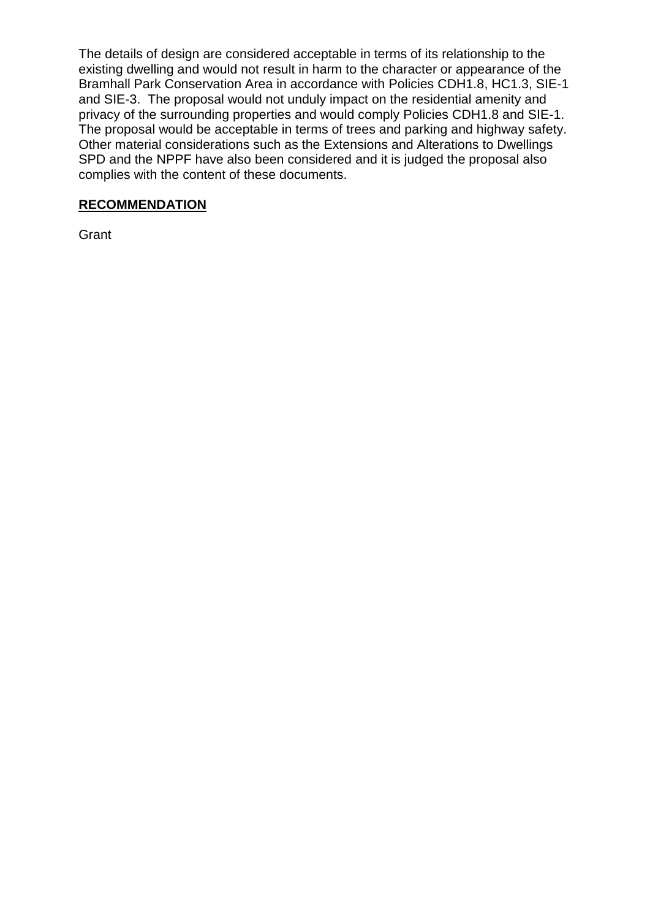The details of design are considered acceptable in terms of its relationship to the existing dwelling and would not result in harm to the character or appearance of the Bramhall Park Conservation Area in accordance with Policies CDH1.8, HC1.3, SIE-1 and SIE-3. The proposal would not unduly impact on the residential amenity and privacy of the surrounding properties and would comply Policies CDH1.8 and SIE-1. The proposal would be acceptable in terms of trees and parking and highway safety. Other material considerations such as the Extensions and Alterations to Dwellings SPD and the NPPF have also been considered and it is judged the proposal also complies with the content of these documents.

**RECOMMENDATION**

Grant